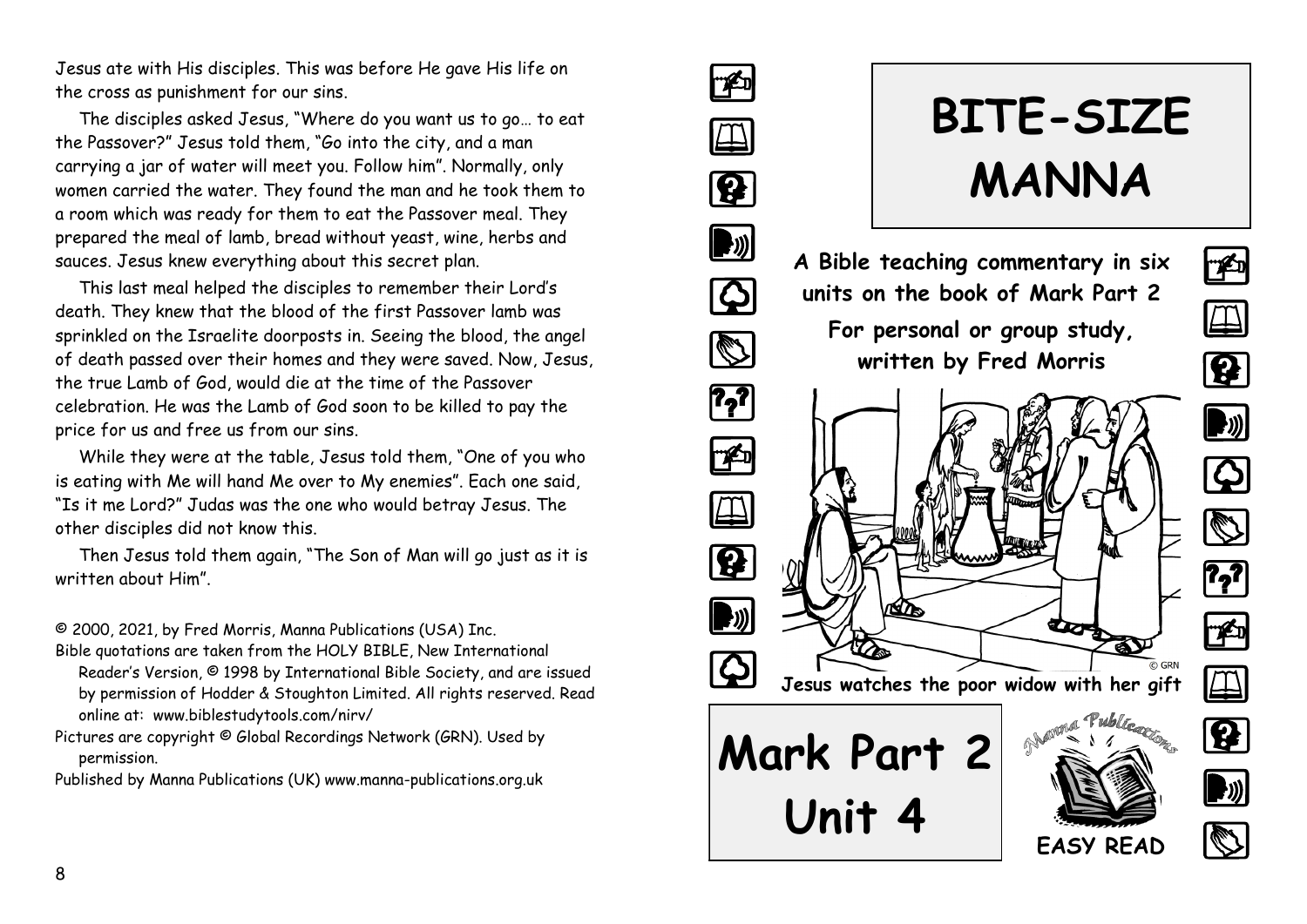Jesus ate with His disciples. This was before He gave His life on the cross as punishment for our sins.

The disciples asked Jesus, "Where do you want us to go… to eat the Passover?" Jesus told them, "Go into the city, and a man carrying a jar of water will meet you. Follow him". Normally, only women carried the water. They found the man and he took them to a room which was ready for them to eat the Passover meal. They prepared the meal of lamb, bread without yeast, wine, herbs and sauces. Jesus knew everything about this secret plan.

This last meal helped the disciples to remember their Lord's death. They knew that the blood of the first Passover lamb was sprinkled on the Israelite doorposts in. Seeing the blood, the angel of death passed over their homes and they were saved. Now, Jesus, the true Lamb of God, would die at the time of the Passover celebration. He was the Lamb of God soon to be killed to pay the price for us and free us from our sins.

While they were at the table, Jesus told them, "One of you who is eating with Me will hand Me over to My enemies". Each one said, "Is it me Lord?" Judas was the one who would betray Jesus. The other disciples did not know this.

Then Jesus told them again, "The Son of Man will go just as it is written about Him".

© 2000, 2021, by Fred Morris, Manna Publications (USA) Inc.
Bible quotations are taken from the HOLY BIBLE, New International Reader's Version, © 1998 by International Bible Society, and are issued by permission of Hodder & Stoughton Limited. All rights reserved. Read online at: www.biblestudytools.com/nirv/
Pictures are copyright © Global Recordings Network (GRN). Used by permission.
Published by Manna Publications (UK) www.manna-publications.org.uk

# BITE-SIZE MANNA

**A Bible teaching commentary in six units on the book of Mark Part 2**

**For personal or group study, written by Fred Morris**

**Jesus watches the poor widow with her gift**

# Mark Part 2 Unit 4

Manna Publications

**EASY READ**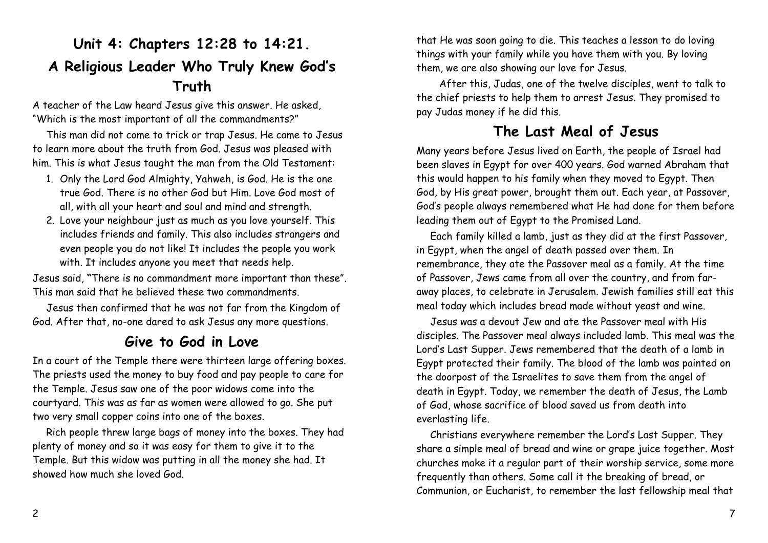# Unit 4: Chapters 12:28 to 14:21.

## A Religious Leader Who Truly Knew God's Truth

A teacher of the Law heard Jesus give this answer. He asked, "Which is the most important of all the commandments?"

This man did not come to trick or trap Jesus. He came to Jesus to learn more about the truth from God. Jesus was pleased with him. This is what Jesus taught the man from the Old Testament:

1. Only the Lord God Almighty, Yahweh, is God. He is the one true God. There is no other God but Him. Love God most of all, with all your heart and soul and mind and strength.
2. Love your neighbour just as much as you love yourself. This includes friends and family. This also includes strangers and even people you do not like! It includes the people you work with. It includes anyone you meet that needs help.

Jesus said, "There is no commandment more important than these". This man said that he believed these two commandments.

Jesus then confirmed that he was not far from the Kingdom of God. After that, no-one dared to ask Jesus any more questions.

## Give to God in Love

In a court of the Temple there were thirteen large offering boxes. The priests used the money to buy food and pay people to care for the Temple. Jesus saw one of the poor widows come into the courtyard. This was as far as women were allowed to go. She put two very small copper coins into one of the boxes.

Rich people threw large bags of money into the boxes. They had plenty of money and so it was easy for them to give it to the Temple. But this widow was putting in all the money she had. It showed how much she loved God.

that He was soon going to die. This teaches a lesson to do loving things with your family while you have them with you. By loving them, we are also showing our love for Jesus.

After this, Judas, one of the twelve disciples, went to talk to the chief priests to help them to arrest Jesus. They promised to pay Judas money if he did this.

## The Last Meal of Jesus

Many years before Jesus lived on Earth, the people of Israel had been slaves in Egypt for over 400 years. God warned Abraham that this would happen to his family when they moved to Egypt. Then God, by His great power, brought them out. Each year, at Passover, God's people always remembered what He had done for them before leading them out of Egypt to the Promised Land.

Each family killed a lamb, just as they did at the first Passover, in Egypt, when the angel of death passed over them. In remembrance, they ate the Passover meal as a family. At the time of Passover, Jews came from all over the country, and from far-away places, to celebrate in Jerusalem. Jewish families still eat this meal today which includes bread made without yeast and wine.

Jesus was a devout Jew and ate the Passover meal with His disciples. The Passover meal always included lamb. This meal was the Lord's Last Supper. Jews remembered that the death of a lamb in Egypt protected their family. The blood of the lamb was painted on the doorpost of the Israelites to save them from the angel of death in Egypt. Today, we remember the death of Jesus, the Lamb of God, whose sacrifice of blood saved us from death into everlasting life.

Christians everywhere remember the Lord's Last Supper. They share a simple meal of bread and wine or grape juice together. Most churches make it a regular part of their worship service, some more frequently than others. Some call it the breaking of bread, or Communion, or Eucharist, to remember the last fellowship meal that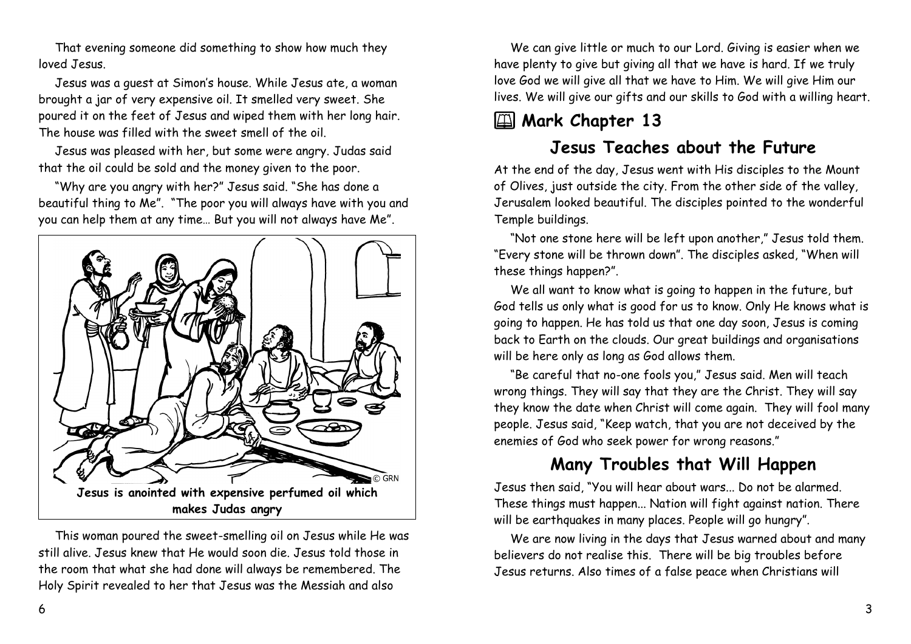That evening someone did something to show how much they loved Jesus.

Jesus was a guest at Simon's house. While Jesus ate, a woman brought a jar of very expensive oil. It smelled very sweet. She poured it on the feet of Jesus and wiped them with her long hair. The house was filled with the sweet smell of the oil.

Jesus was pleased with her, but some were angry. Judas said that the oil could be sold and the money given to the poor.

"Why are you angry with her?" Jesus said. "She has done a beautiful thing to Me". "The poor you will always have with you and you can help them at any time… But you will not always have Me".

**Jesus is anointed with expensive perfumed oil which makes Judas angry**

This woman poured the sweet-smelling oil on Jesus while He was still alive. Jesus knew that He would soon die. Jesus told those in the room that what she had done will always be remembered. The Holy Spirit revealed to her that Jesus was the Messiah and also

We can give little or much to our Lord. Giving is easier when we have plenty to give but giving all that we have is hard. If we truly love God we will give all that we have to Him. We will give Him our lives. We will give our gifts and our skills to God with a willing heart.

## Mark Chapter 13

### Jesus Teaches about the Future

At the end of the day, Jesus went with His disciples to the Mount of Olives, just outside the city. From the other side of the valley, Jerusalem looked beautiful. The disciples pointed to the wonderful Temple buildings.

"Not one stone here will be left upon another," Jesus told them. "Every stone will be thrown down". The disciples asked, "When will these things happen?".

We all want to know what is going to happen in the future, but God tells us only what is good for us to know. Only He knows what is going to happen. He has told us that one day soon, Jesus is coming back to Earth on the clouds. Our great buildings and organisations will be here only as long as God allows them.

"Be careful that no-one fools you," Jesus said. Men will teach wrong things. They will say that they are the Christ. They will say they know the date when Christ will come again. They will fool many people. Jesus said, "Keep watch, that you are not deceived by the enemies of God who seek power for wrong reasons."

### Many Troubles that Will Happen

Jesus then said, "You will hear about wars... Do not be alarmed. These things must happen... Nation will fight against nation. There will be earthquakes in many places. People will go hungry".

We are now living in the days that Jesus warned about and many believers do not realise this. There will be big troubles before Jesus returns. Also times of a false peace when Christians will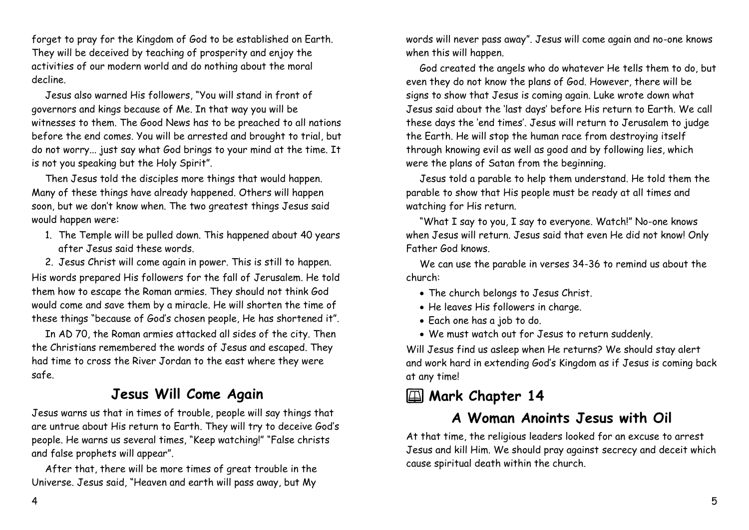forget to pray for the Kingdom of God to be established on Earth. They will be deceived by teaching of prosperity and enjoy the activities of our modern world and do nothing about the moral decline.

Jesus also warned His followers, "You will stand in front of governors and kings because of Me. In that way you will be witnesses to them. The Good News has to be preached to all nations before the end comes. You will be arrested and brought to trial, but do not worry... just say what God brings to your mind at the time. It is not you speaking but the Holy Spirit".

Then Jesus told the disciples more things that would happen. Many of these things have already happened. Others will happen soon, but we don't know when. The two greatest things Jesus said would happen were:

1. The Temple will be pulled down. This happened about 40 years after Jesus said these words.
2. Jesus Christ will come again in power. This is still to happen.

His words prepared His followers for the fall of Jerusalem. He told them how to escape the Roman armies. They should not think God would come and save them by a miracle. He will shorten the time of these things "because of God's chosen people, He has shortened it".

In AD 70, the Roman armies attacked all sides of the city. Then the Christians remembered the words of Jesus and escaped. They had time to cross the River Jordan to the east where they were safe.

## Jesus Will Come Again

Jesus warns us that in times of trouble, people will say things that are untrue about His return to Earth. They will try to deceive God's people. He warns us several times, "Keep watching!" "False christs and false prophets will appear".

After that, there will be more times of great trouble in the Universe. Jesus said, "Heaven and earth will pass away, but My words will never pass away". Jesus will come again and no-one knows when this will happen.

God created the angels who do whatever He tells them to do, but even they do not know the plans of God. However, there will be signs to show that Jesus is coming again. Luke wrote down what Jesus said about the 'last days' before His return to Earth. We call these days the 'end times'. Jesus will return to Jerusalem to judge the Earth. He will stop the human race from destroying itself through knowing evil as well as good and by following lies, which were the plans of Satan from the beginning.

Jesus told a parable to help them understand. He told them the parable to show that His people must be ready at all times and watching for His return.

"What I say to you, I say to everyone. Watch!" No-one knows when Jesus will return. Jesus said that even He did not know! Only Father God knows.

We can use the parable in verses 34-36 to remind us about the church:

- The church belongs to Jesus Christ.
- He leaves His followers in charge.
- Each one has a job to do.
- We must watch out for Jesus to return suddenly.

Will Jesus find us asleep when He returns? We should stay alert and work hard in extending God's Kingdom as if Jesus is coming back at any time!

# 🕮 Mark Chapter 14

## A Woman Anoints Jesus with Oil

At that time, the religious leaders looked for an excuse to arrest Jesus and kill Him. We should pray against secrecy and deceit which cause spiritual death within the church.